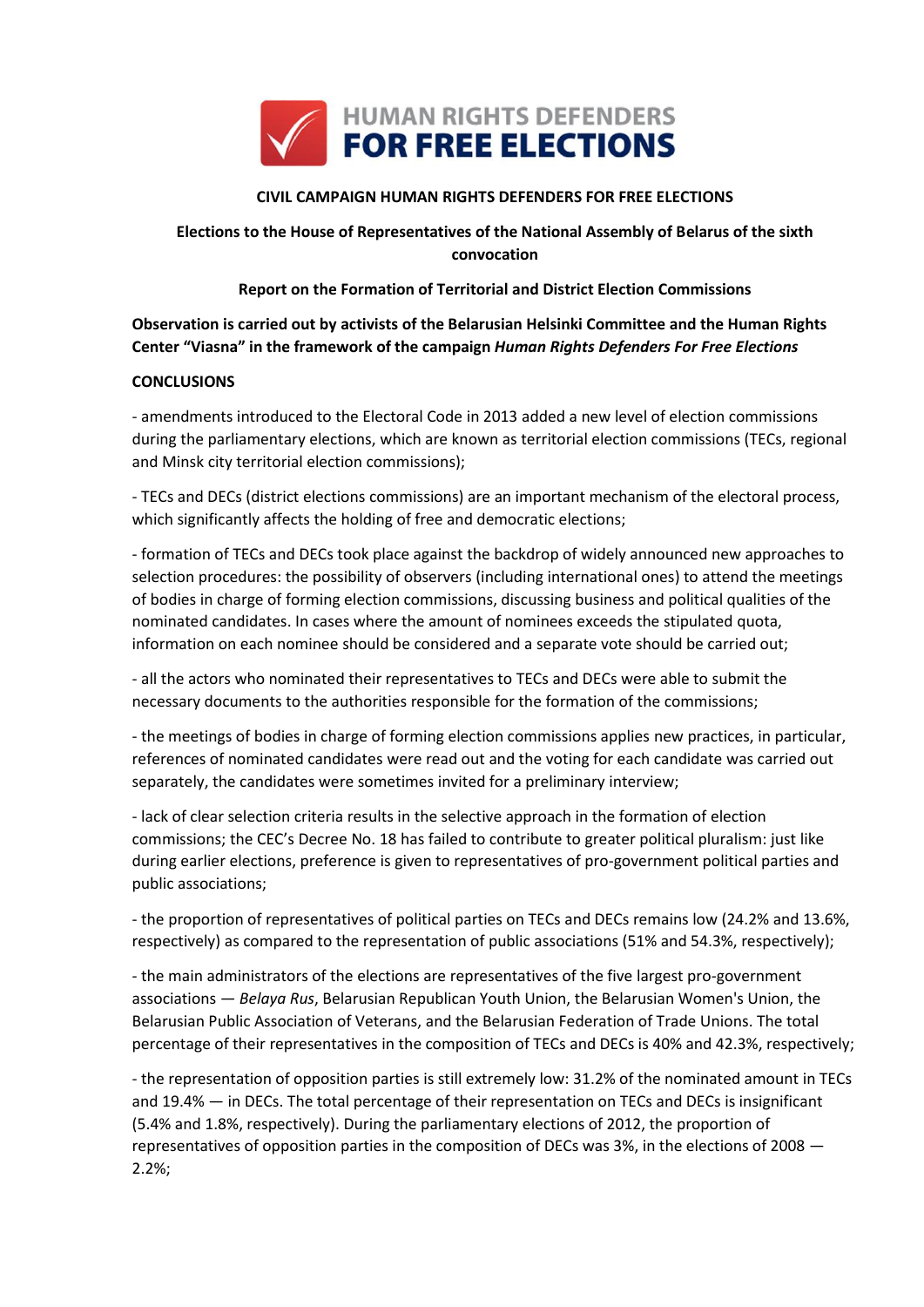**HUMAN RIGHTS DEFENDERS FOR FREE ELECTIONS**

**CIVIL CAMPAIGN HUMAN RIGHTS DEFENDERS FOR FREE ELECTIONS**

**Elections to the House of Representatives of the National Assembly of Belarus of the sixth convocation**

**Report on the Formation of Territorial and District Election Commissions**

**Observation is carried out by activists of the Belarusian Helsinki Committee and the Human Rights Center "Viasna" in the framework of the campaign *Human Rights Defenders For Free Elections***

**CONCLUSIONS**

- amendments introduced to the Electoral Code in 2013 added a new level of election commissions during the parliamentary elections, which are known as territorial election commissions (TECs, regional and Minsk city territorial election commissions);

- TECs and DECs (district elections commissions) are an important mechanism of the electoral process, which significantly affects the holding of free and democratic elections;

- formation of TECs and DECs took place against the backdrop of widely announced new approaches to selection procedures: the possibility of observers (including international ones) to attend the meetings of bodies in charge of forming election commissions, discussing business and political qualities of the nominated candidates. In cases where the amount of nominees exceeds the stipulated quota, information on each nominee should be considered and a separate vote should be carried out;

- all the actors who nominated their representatives to TECs and DECs were able to submit the necessary documents to the authorities responsible for the formation of the commissions;

- the meetings of bodies in charge of forming election commissions applies new practices, in particular, references of nominated candidates were read out and the voting for each candidate was carried out separately, the candidates were sometimes invited for a preliminary interview;

- lack of clear selection criteria results in the selective approach in the formation of election commissions; the CEC's Decree No. 18 has failed to contribute to greater political pluralism: just like during earlier elections, preference is given to representatives of pro-government political parties and public associations;

- the proportion of representatives of political parties on TECs and DECs remains low (24.2% and 13.6%, respectively) as compared to the representation of public associations (51% and 54.3%, respectively);

- the main administrators of the elections are representatives of the five largest pro-government associations — *Belaya Rus*, Belarusian Republican Youth Union, the Belarusian Women's Union, the Belarusian Public Association of Veterans, and the Belarusian Federation of Trade Unions. The total percentage of their representatives in the composition of TECs and DECs is 40% and 42.3%, respectively;

- the representation of opposition parties is still extremely low: 31.2% of the nominated amount in TECs and 19.4% — in DECs. The total percentage of their representation on TECs and DECs is insignificant (5.4% and 1.8%, respectively). During the parliamentary elections of 2012, the proportion of representatives of opposition parties in the composition of DECs was 3%, in the elections of 2008 — 2.2%;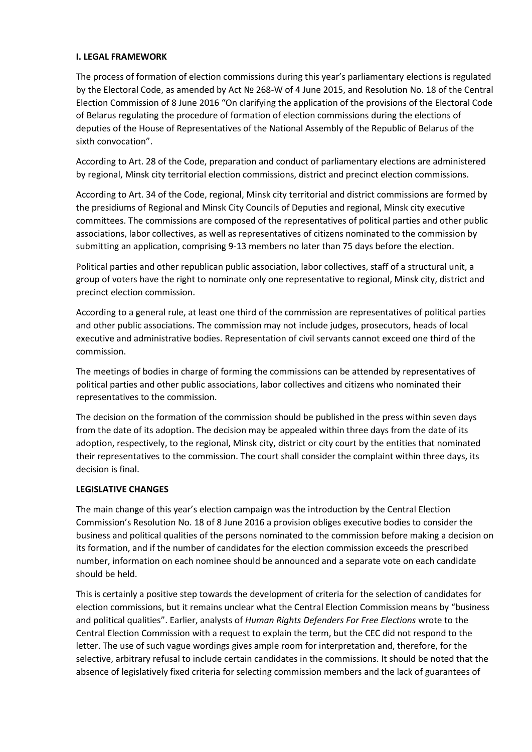## I. LEGAL FRAMEWORK

The process of formation of election commissions during this year's parliamentary elections is regulated by the Electoral Code, as amended by Act № 268-W of 4 June 2015, and Resolution No. 18 of the Central Election Commission of 8 June 2016 "On clarifying the application of the provisions of the Electoral Code of Belarus regulating the procedure of formation of election commissions during the elections of deputies of the House of Representatives of the National Assembly of the Republic of Belarus of the sixth convocation".

According to Art. 28 of the Code, preparation and conduct of parliamentary elections are administered by regional, Minsk city territorial election commissions, district and precinct election commissions.

According to Art. 34 of the Code, regional, Minsk city territorial and district commissions are formed by the presidiums of Regional and Minsk City Councils of Deputies and regional, Minsk city executive committees. The commissions are composed of the representatives of political parties and other public associations, labor collectives, as well as representatives of citizens nominated to the commission by submitting an application, comprising 9-13 members no later than 75 days before the election.

Political parties and other republican public association, labor collectives, staff of a structural unit, a group of voters have the right to nominate only one representative to regional, Minsk city, district and precinct election commission.

According to a general rule, at least one third of the commission are representatives of political parties and other public associations. The commission may not include judges, prosecutors, heads of local executive and administrative bodies. Representation of civil servants cannot exceed one third of the commission.

The meetings of bodies in charge of forming the commissions can be attended by representatives of political parties and other public associations, labor collectives and citizens who nominated their representatives to the commission.

The decision on the formation of the commission should be published in the press within seven days from the date of its adoption. The decision may be appealed within three days from the date of its adoption, respectively, to the regional, Minsk city, district or city court by the entities that nominated their representatives to the commission. The court shall consider the complaint within three days, its decision is final.

### LEGISLATIVE CHANGES

The main change of this year's election campaign was the introduction by the Central Election Commission's Resolution No. 18 of 8 June 2016 a provision obliges executive bodies to consider the business and political qualities of the persons nominated to the commission before making a decision on its formation, and if the number of candidates for the election commission exceeds the prescribed number, information on each nominee should be announced and a separate vote on each candidate should be held.

This is certainly a positive step towards the development of criteria for the selection of candidates for election commissions, but it remains unclear what the Central Election Commission means by "business and political qualities". Earlier, analysts of *Human Rights Defenders For Free Elections* wrote to the Central Election Commission with a request to explain the term, but the CEC did not respond to the letter. The use of such vague wordings gives ample room for interpretation and, therefore, for the selective, arbitrary refusal to include certain candidates in the commissions. It should be noted that the absence of legislatively fixed criteria for selecting commission members and the lack of guarantees of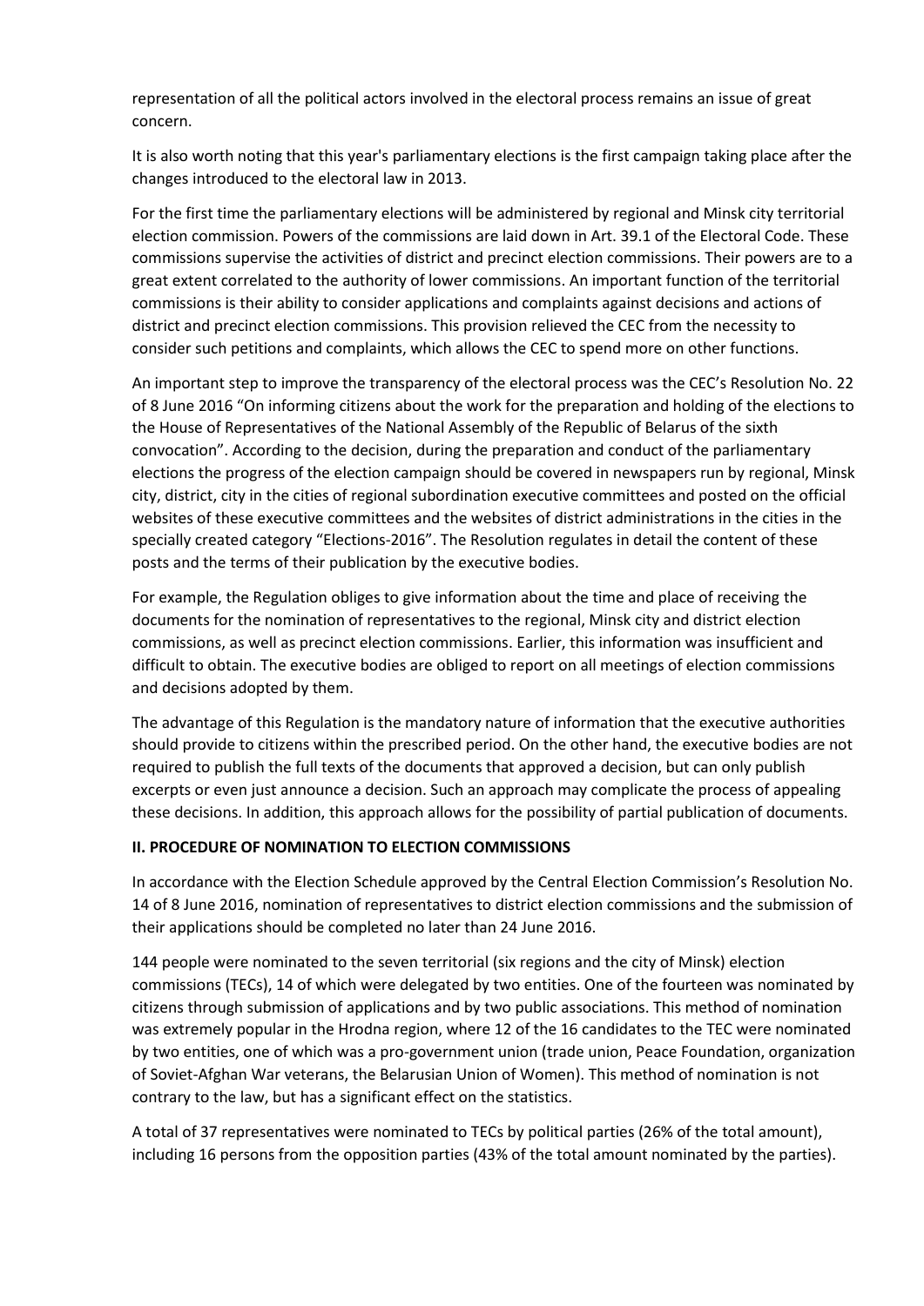representation of all the political actors involved in the electoral process remains an issue of great concern.

It is also worth noting that this year's parliamentary elections is the first campaign taking place after the changes introduced to the electoral law in 2013.

For the first time the parliamentary elections will be administered by regional and Minsk city territorial election commission. Powers of the commissions are laid down in Art. 39.1 of the Electoral Code. These commissions supervise the activities of district and precinct election commissions. Their powers are to a great extent correlated to the authority of lower commissions. An important function of the territorial commissions is their ability to consider applications and complaints against decisions and actions of district and precinct election commissions. This provision relieved the CEC from the necessity to consider such petitions and complaints, which allows the CEC to spend more on other functions.

An important step to improve the transparency of the electoral process was the CEC's Resolution No. 22 of 8 June 2016 "On informing citizens about the work for the preparation and holding of the elections to the House of Representatives of the National Assembly of the Republic of Belarus of the sixth convocation". According to the decision, during the preparation and conduct of the parliamentary elections the progress of the election campaign should be covered in newspapers run by regional, Minsk city, district, city in the cities of regional subordination executive committees and posted on the official websites of these executive committees and the websites of district administrations in the cities in the specially created category "Elections-2016". The Resolution regulates in detail the content of these posts and the terms of their publication by the executive bodies.

For example, the Regulation obliges to give information about the time and place of receiving the documents for the nomination of representatives to the regional, Minsk city and district election commissions, as well as precinct election commissions. Earlier, this information was insufficient and difficult to obtain. The executive bodies are obliged to report on all meetings of election commissions and decisions adopted by them.

The advantage of this Regulation is the mandatory nature of information that the executive authorities should provide to citizens within the prescribed period. On the other hand, the executive bodies are not required to publish the full texts of the documents that approved a decision, but can only publish excerpts or even just announce a decision. Such an approach may complicate the process of appealing these decisions. In addition, this approach allows for the possibility of partial publication of documents.

## II. PROCEDURE OF NOMINATION TO ELECTION COMMISSIONS

In accordance with the Election Schedule approved by the Central Election Commission's Resolution No. 14 of 8 June 2016, nomination of representatives to district election commissions and the submission of their applications should be completed no later than 24 June 2016.

144 people were nominated to the seven territorial (six regions and the city of Minsk) election commissions (TECs), 14 of which were delegated by two entities. One of the fourteen was nominated by citizens through submission of applications and by two public associations. This method of nomination was extremely popular in the Hrodna region, where 12 of the 16 candidates to the TEC were nominated by two entities, one of which was a pro-government union (trade union, Peace Foundation, organization of Soviet-Afghan War veterans, the Belarusian Union of Women). This method of nomination is not contrary to the law, but has a significant effect on the statistics.

A total of 37 representatives were nominated to TECs by political parties (26% of the total amount), including 16 persons from the opposition parties (43% of the total amount nominated by the parties).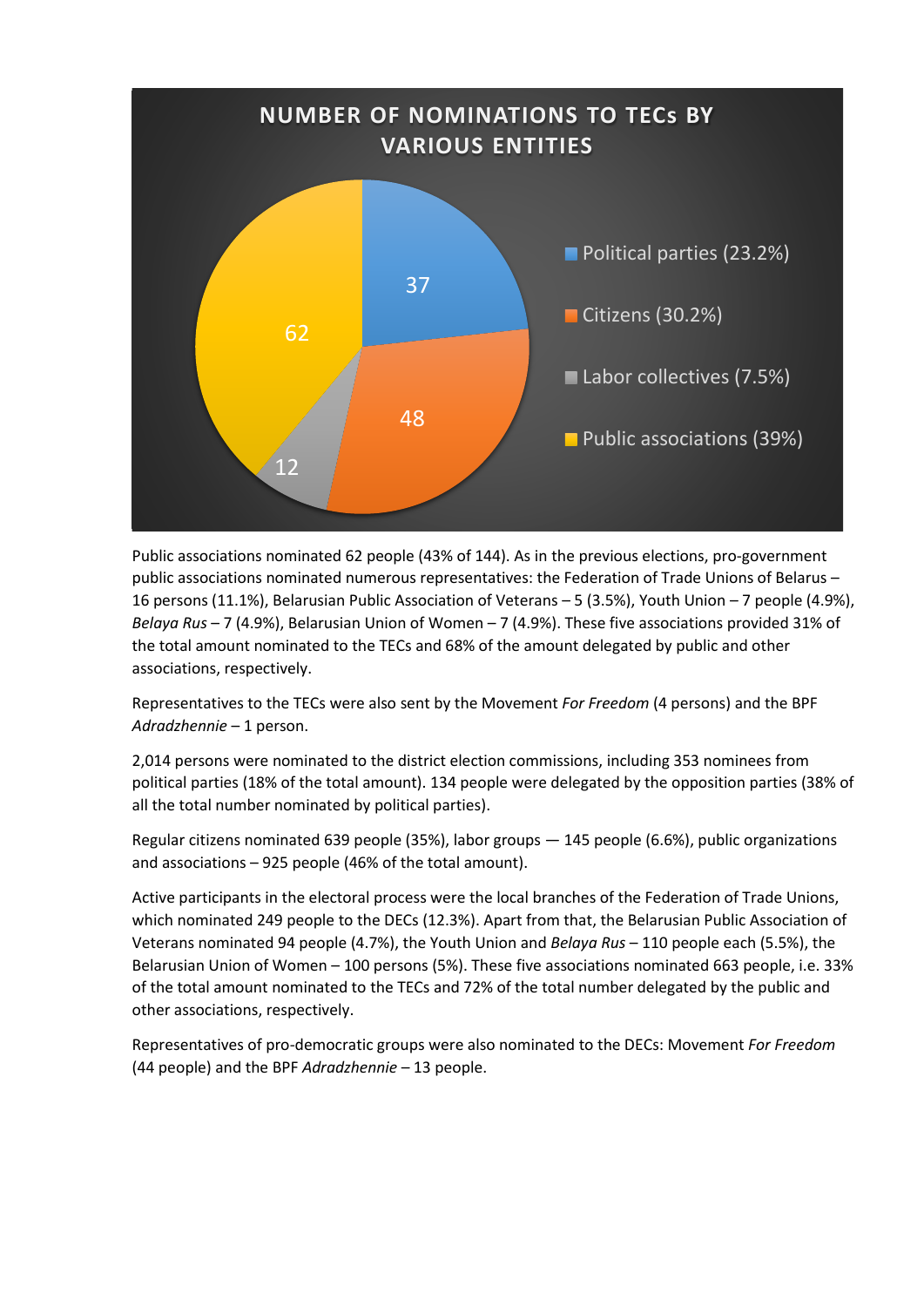**NUMBER OF NOMINATIONS TO TECs BY VARIOUS ENTITIES**

| Entity | Number |
|---|---|
| Political parties (23.2%) | 37 |
| Citizens (30.2%) | 48 |
| Labor collectives (7.5%) | 12 |
| Public associations (39%) | 62 |

Public associations nominated 62 people (43% of 144). As in the previous elections, pro-government public associations nominated numerous representatives: the Federation of Trade Unions of Belarus – 16 persons (11.1%), Belarusian Public Association of Veterans – 5 (3.5%), Youth Union – 7 people (4.9%), *Belaya Rus* – 7 (4.9%), Belarusian Union of Women – 7 (4.9%). These five associations provided 31% of the total amount nominated to the TECs and 68% of the amount delegated by public and other associations, respectively.

Representatives to the TECs were also sent by the Movement *For Freedom* (4 persons) and the BPF *Adradzhennie* – 1 person.

2,014 persons were nominated to the district election commissions, including 353 nominees from political parties (18% of the total amount). 134 people were delegated by the opposition parties (38% of all the total number nominated by political parties).

Regular citizens nominated 639 people (35%), labor groups — 145 people (6.6%), public organizations and associations – 925 people (46% of the total amount).

Active participants in the electoral process were the local branches of the Federation of Trade Unions, which nominated 249 people to the DECs (12.3%). Apart from that, the Belarusian Public Association of Veterans nominated 94 people (4.7%), the Youth Union and *Belaya Rus* – 110 people each (5.5%), the Belarusian Union of Women – 100 persons (5%). These five associations nominated 663 people, i.e. 33% of the total amount nominated to the TECs and 72% of the total number delegated by the public and other associations, respectively.

Representatives of pro-democratic groups were also nominated to the DECs: Movement *For Freedom* (44 people) and the BPF *Adradzhennie* – 13 people.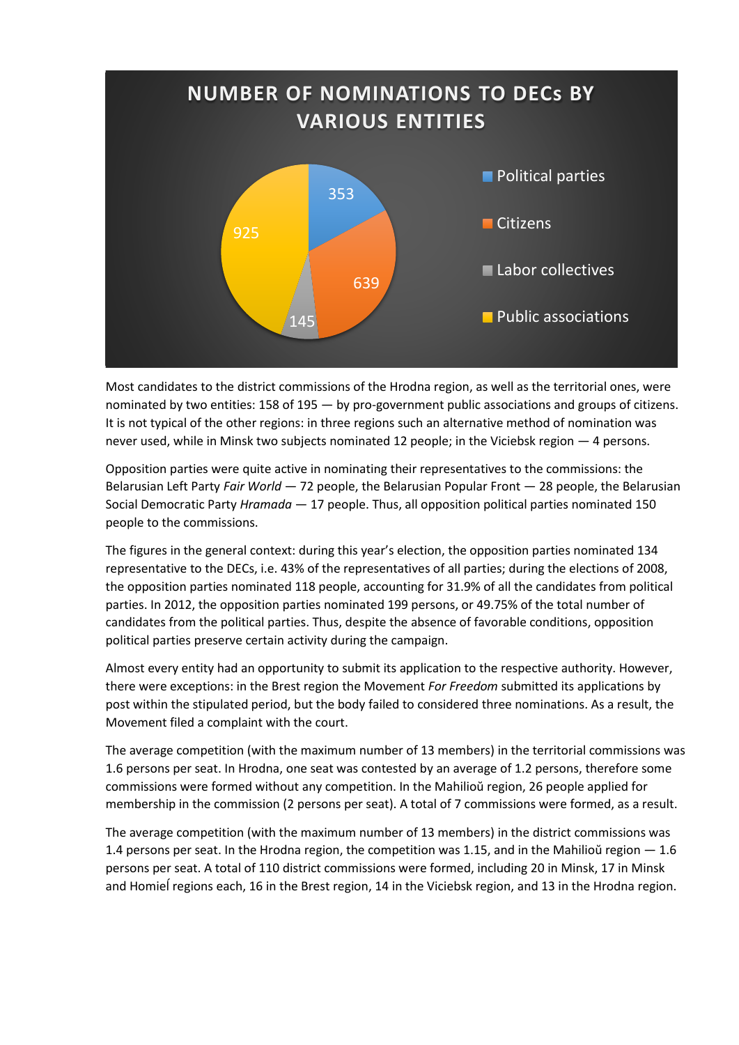**NUMBER OF NOMINATIONS TO DECs BY VARIOUS ENTITIES**

| Entity | Nominations |
| --- | --- |
| Political parties | 353 |
| Citizens | 639 |
| Labor collectives | 145 |
| Public associations | 925 |

Most candidates to the district commissions of the Hrodna region, as well as the territorial ones, were nominated by two entities: 158 of 195 — by pro-government public associations and groups of citizens. It is not typical of the other regions: in three regions such an alternative method of nomination was never used, while in Minsk two subjects nominated 12 people; in the Viciebsk region — 4 persons.

Opposition parties were quite active in nominating their representatives to the commissions: the Belarusian Left Party *Fair World* — 72 people, the Belarusian Popular Front — 28 people, the Belarusian Social Democratic Party *Hramada* — 17 people. Thus, all opposition political parties nominated 150 people to the commissions.

The figures in the general context: during this year's election, the opposition parties nominated 134 representative to the DECs, i.e. 43% of the representatives of all parties; during the elections of 2008, the opposition parties nominated 118 people, accounting for 31.9% of all the candidates from political parties. In 2012, the opposition parties nominated 199 persons, or 49.75% of the total number of candidates from the political parties. Thus, despite the absence of favorable conditions, opposition political parties preserve certain activity during the campaign.

Almost every entity had an opportunity to submit its application to the respective authority. However, there were exceptions: in the Brest region the Movement *For Freedom* submitted its applications by post within the stipulated period, but the body failed to considered three nominations. As a result, the Movement filed a complaint with the court.

The average competition (with the maximum number of 13 members) in the territorial commissions was 1.6 persons per seat. In Hrodna, one seat was contested by an average of 1.2 persons, therefore some commissions were formed without any competition. In the Mahilioŭ region, 26 people applied for membership in the commission (2 persons per seat). A total of 7 commissions were formed, as a result.

The average competition (with the maximum number of 13 members) in the district commissions was 1.4 persons per seat. In the Hrodna region, the competition was 1.15, and in the Mahilioŭ region — 1.6 persons per seat. A total of 110 district commissions were formed, including 20 in Minsk, 17 in Minsk and Homieĺ regions each, 16 in the Brest region, 14 in the Viciebsk region, and 13 in the Hrodna region.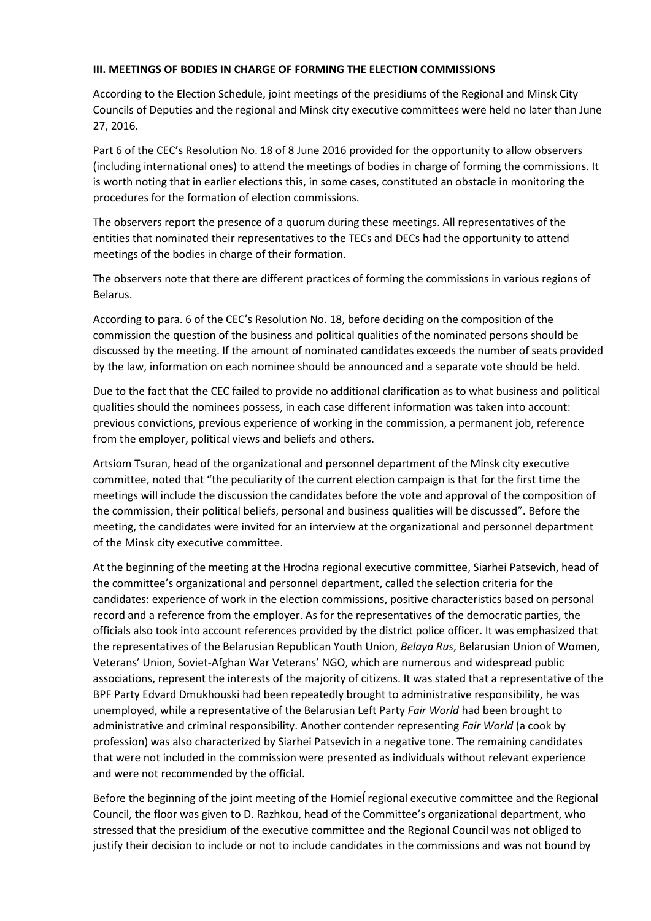## III. MEETINGS OF BODIES IN CHARGE OF FORMING THE ELECTION COMMISSIONS

According to the Election Schedule, joint meetings of the presidiums of the Regional and Minsk City Councils of Deputies and the regional and Minsk city executive committees were held no later than June 27, 2016.

Part 6 of the CEC's Resolution No. 18 of 8 June 2016 provided for the opportunity to allow observers (including international ones) to attend the meetings of bodies in charge of forming the commissions. It is worth noting that in earlier elections this, in some cases, constituted an obstacle in monitoring the procedures for the formation of election commissions.

The observers report the presence of a quorum during these meetings. All representatives of the entities that nominated their representatives to the TECs and DECs had the opportunity to attend meetings of the bodies in charge of their formation.

The observers note that there are different practices of forming the commissions in various regions of Belarus.

According to para. 6 of the CEC's Resolution No. 18, before deciding on the composition of the commission the question of the business and political qualities of the nominated persons should be discussed by the meeting. If the amount of nominated candidates exceeds the number of seats provided by the law, information on each nominee should be announced and a separate vote should be held.

Due to the fact that the CEC failed to provide no additional clarification as to what business and political qualities should the nominees possess, in each case different information was taken into account: previous convictions, previous experience of working in the commission, a permanent job, reference from the employer, political views and beliefs and others.

Artsiom Tsuran, head of the organizational and personnel department of the Minsk city executive committee, noted that "the peculiarity of the current election campaign is that for the first time the meetings will include the discussion the candidates before the vote and approval of the composition of the commission, their political beliefs, personal and business qualities will be discussed". Before the meeting, the candidates were invited for an interview at the organizational and personnel department of the Minsk city executive committee.

At the beginning of the meeting at the Hrodna regional executive committee, Siarhei Patsevich, head of the committee's organizational and personnel department, called the selection criteria for the candidates: experience of work in the election commissions, positive characteristics based on personal record and a reference from the employer. As for the representatives of the democratic parties, the officials also took into account references provided by the district police officer. It was emphasized that the representatives of the Belarusian Republican Youth Union, *Belaya Rus*, Belarusian Union of Women, Veterans' Union, Soviet-Afghan War Veterans' NGO, which are numerous and widespread public associations, represent the interests of the majority of citizens. It was stated that a representative of the BPF Party Edvard Dmukhouski had been repeatedly brought to administrative responsibility, he was unemployed, while a representative of the Belarusian Left Party *Fair World* had been brought to administrative and criminal responsibility. Another contender representing *Fair World* (a cook by profession) was also characterized by Siarhei Patsevich in a negative tone. The remaining candidates that were not included in the commission were presented as individuals without relevant experience and were not recommended by the official.

Before the beginning of the joint meeting of the Homieĺ regional executive committee and the Regional Council, the floor was given to D. Razhkou, head of the Committee's organizational department, who stressed that the presidium of the executive committee and the Regional Council was not obliged to justify their decision to include or not to include candidates in the commissions and was not bound by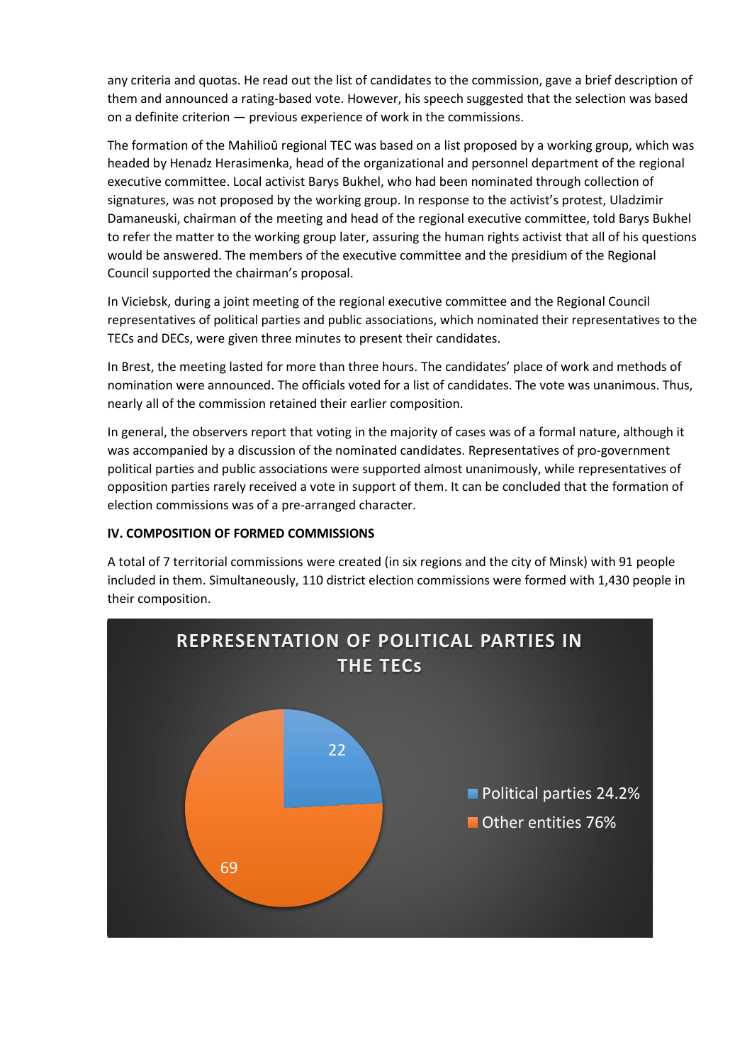any criteria and quotas. He read out the list of candidates to the commission, gave a brief description of them and announced a rating-based vote. However, his speech suggested that the selection was based on a definite criterion — previous experience of work in the commissions.

The formation of the Mahilioŭ regional TEC was based on a list proposed by a working group, which was headed by Henadz Herasimenka, head of the organizational and personnel department of the regional executive committee. Local activist Barys Bukhel, who had been nominated through collection of signatures, was not proposed by the working group. In response to the activist's protest, Uladzimir Damaneuski, chairman of the meeting and head of the regional executive committee, told Barys Bukhel to refer the matter to the working group later, assuring the human rights activist that all of his questions would be answered. The members of the executive committee and the presidium of the Regional Council supported the chairman's proposal.

In Viciebsk, during a joint meeting of the regional executive committee and the Regional Council representatives of political parties and public associations, which nominated their representatives to the TECs and DECs, were given three minutes to present their candidates.

In Brest, the meeting lasted for more than three hours. The candidates' place of work and methods of nomination were announced. The officials voted for a list of candidates. The vote was unanimous. Thus, nearly all of the commission retained their earlier composition.

In general, the observers report that voting in the majority of cases was of a formal nature, although it was accompanied by a discussion of the nominated candidates. Representatives of pro-government political parties and public associations were supported almost unanimously, while representatives of opposition parties rarely received a vote in support of them. It can be concluded that the formation of election commissions was of a pre-arranged character.

**IV. COMPOSITION OF FORMED COMMISSIONS**

A total of 7 territorial commissions were created (in six regions and the city of Minsk) with 91 people included in them. Simultaneously, 110 district election commissions were formed with 1,430 people in their composition.

**REPRESENTATION OF POLITICAL PARTIES IN THE TECs**

| Category | Number |
|---|---|
| Political parties 24.2% | 22 |
| Other entities 76% | 69 |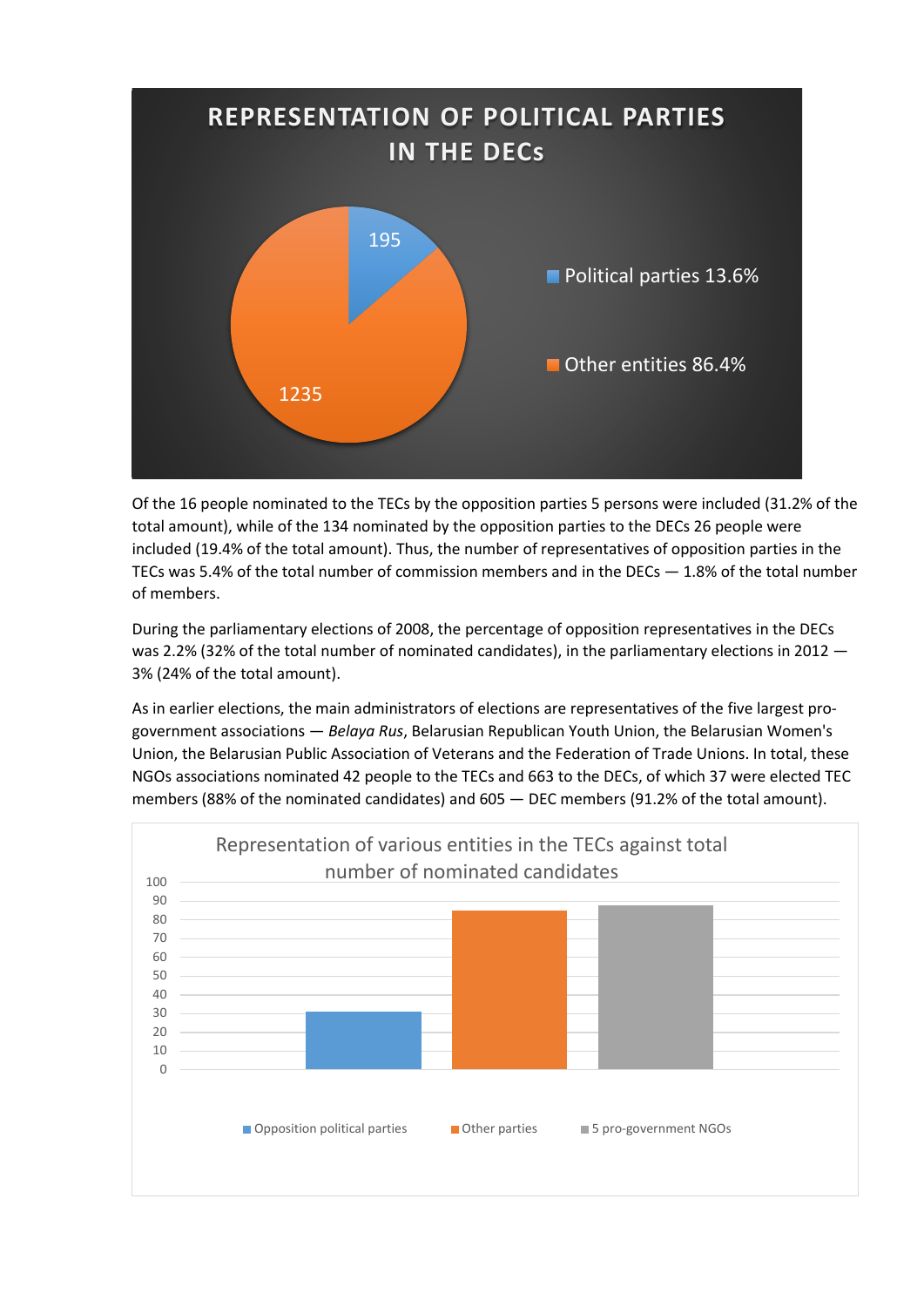**REPRESENTATION OF POLITICAL PARTIES IN THE DECs**

| | Number | Share |
|---|---|---|
| Political parties | 195 | 13.6% |
| Other entities | 1235 | 86.4% |

Of the 16 people nominated to the TECs by the opposition parties 5 persons were included (31.2% of the total amount), while of the 134 nominated by the opposition parties to the DECs 26 people were included (19.4% of the total amount). Thus, the number of representatives of opposition parties in the TECs was 5.4% of the total number of commission members and in the DECs — 1.8% of the total number of members.

During the parliamentary elections of 2008, the percentage of opposition representatives in the DECs was 2.2% (32% of the total number of nominated candidates), in the parliamentary elections in 2012 — 3% (24% of the total amount).

As in earlier elections, the main administrators of elections are representatives of the five largest pro-government associations — *Belaya Rus*, Belarusian Republican Youth Union, the Belarusian Women's Union, the Belarusian Public Association of Veterans and the Federation of Trade Unions. In total, these NGOs associations nominated 42 people to the TECs and 663 to the DECs, of which 37 were elected TEC members (88% of the nominated candidates) and 605 — DEC members (91.2% of the total amount).

**Representation of various entities in the TECs against total number of nominated candidates**

Legend: Opposition political parties; Other parties; 5 pro-government NGOs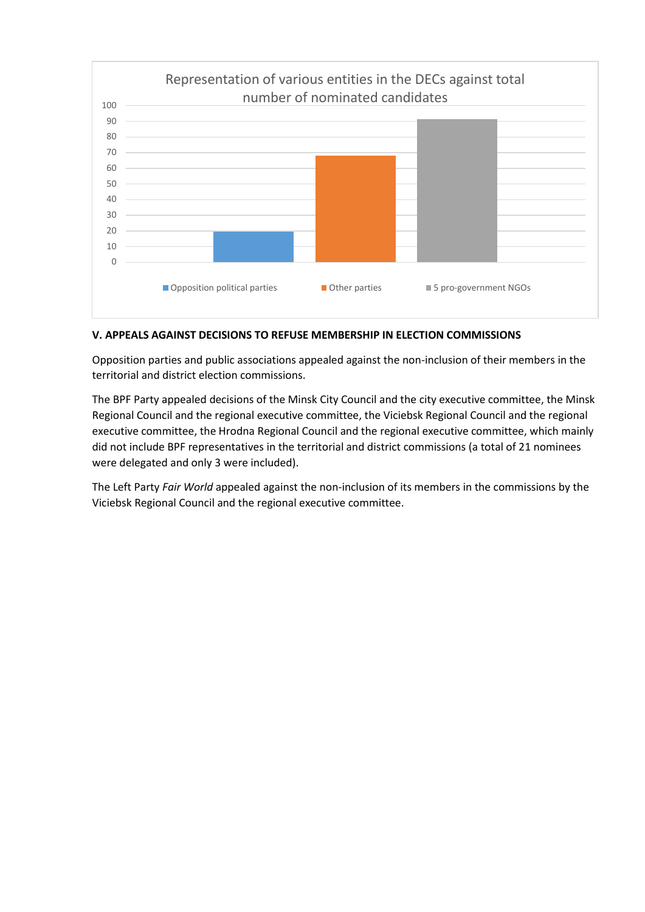Representation of various entities in the DECs against total number of nominated candidates

100
90
80
70
60
50
40
30
20
10
0

Opposition political parties
Other parties
5 pro-government NGOs

**V. APPEALS AGAINST DECISIONS TO REFUSE MEMBERSHIP IN ELECTION COMMISSIONS**

Opposition parties and public associations appealed against the non-inclusion of their members in the territorial and district election commissions.

The BPF Party appealed decisions of the Minsk City Council and the city executive committee, the Minsk Regional Council and the regional executive committee, the Viciebsk Regional Council and the regional executive committee, the Hrodna Regional Council and the regional executive committee, which mainly did not include BPF representatives in the territorial and district commissions (a total of 21 nominees were delegated and only 3 were included).

The Left Party *Fair World* appealed against the non-inclusion of its members in the commissions by the Viciebsk Regional Council and the regional executive committee.